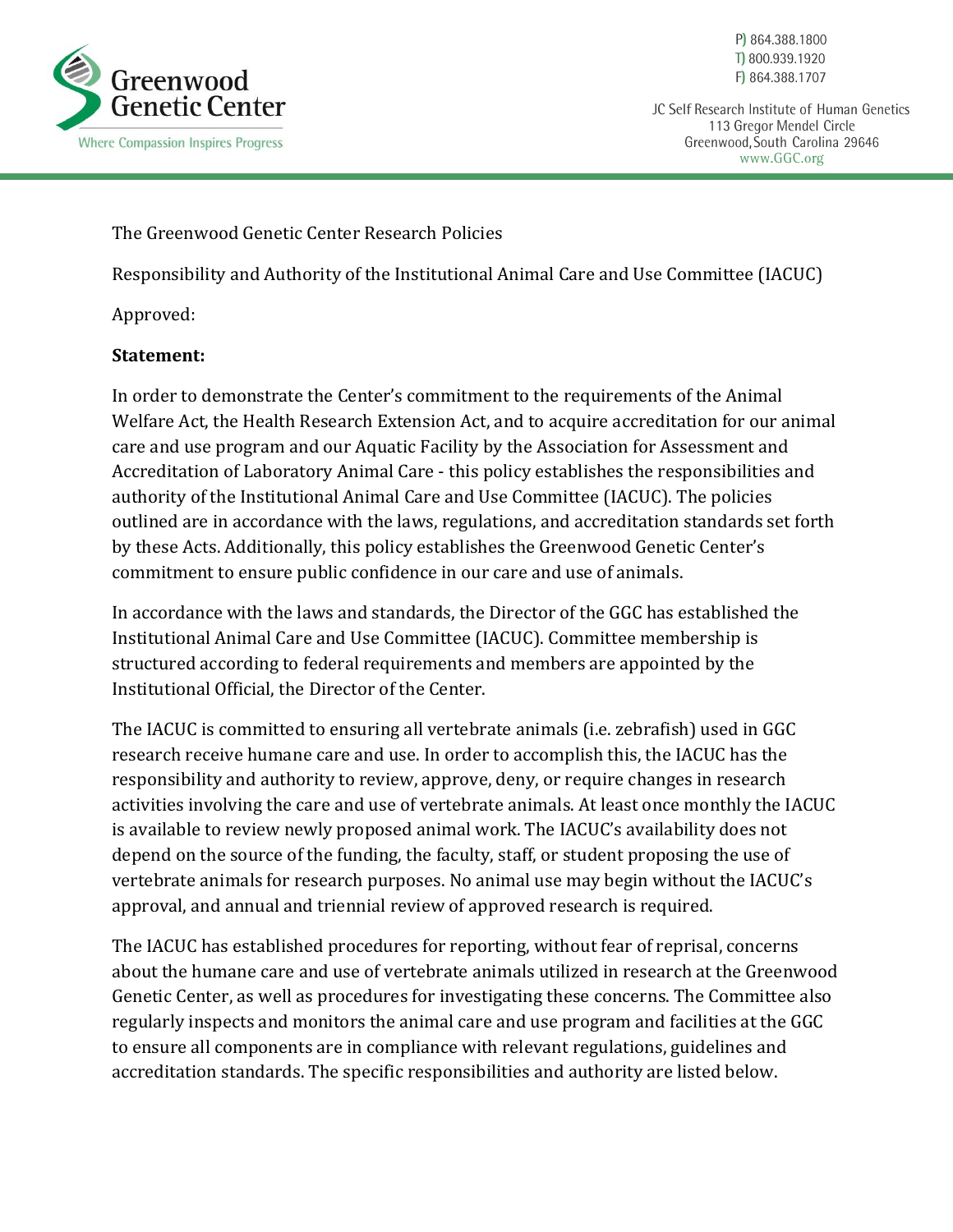Greenwood Genetic Center

Where Compassion Inspires Progress

P) 864.388.1800
T) 800.939.1920
F) 864.388.1707

JC Self Research Institute of Human Genetics
113 Gregor Mendel Circle
Greenwood, South Carolina 29646
www.GGC.org

The Greenwood Genetic Center Research Policies

Responsibility and Authority of the Institutional Animal Care and Use Committee (IACUC)

Approved:

**Statement:**

In order to demonstrate the Center's commitment to the requirements of the Animal Welfare Act, the Health Research Extension Act, and to acquire accreditation for our animal care and use program and our Aquatic Facility by the Association for Assessment and Accreditation of Laboratory Animal Care - this policy establishes the responsibilities and authority of the Institutional Animal Care and Use Committee (IACUC). The policies outlined are in accordance with the laws, regulations, and accreditation standards set forth by these Acts. Additionally, this policy establishes the Greenwood Genetic Center's commitment to ensure public confidence in our care and use of animals.

In accordance with the laws and standards, the Director of the GGC has established the Institutional Animal Care and Use Committee (IACUC). Committee membership is structured according to federal requirements and members are appointed by the Institutional Official, the Director of the Center.

The IACUC is committed to ensuring all vertebrate animals (i.e. zebrafish) used in GGC research receive humane care and use. In order to accomplish this, the IACUC has the responsibility and authority to review, approve, deny, or require changes in research activities involving the care and use of vertebrate animals. At least once monthly the IACUC is available to review newly proposed animal work. The IACUC's availability does not depend on the source of the funding, the faculty, staff, or student proposing the use of vertebrate animals for research purposes. No animal use may begin without the IACUC's approval, and annual and triennial review of approved research is required.

The IACUC has established procedures for reporting, without fear of reprisal, concerns about the humane care and use of vertebrate animals utilized in research at the Greenwood Genetic Center, as well as procedures for investigating these concerns. The Committee also regularly inspects and monitors the animal care and use program and facilities at the GGC to ensure all components are in compliance with relevant regulations, guidelines and accreditation standards. The specific responsibilities and authority are listed below.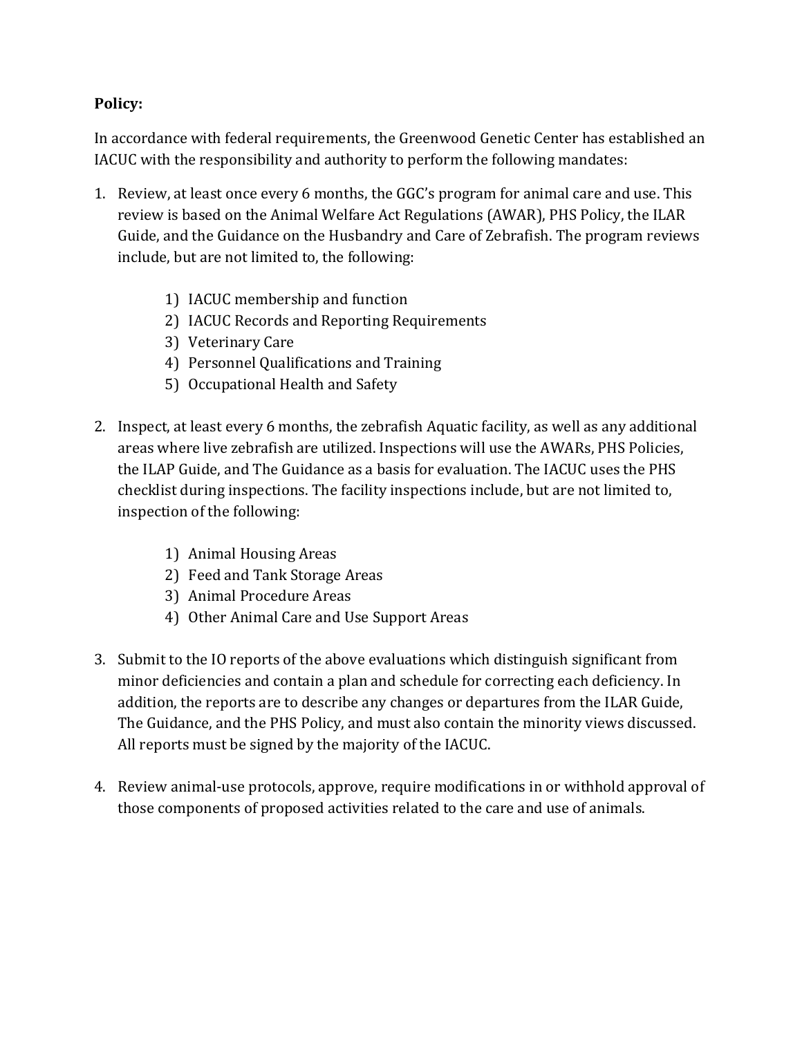**Policy:**

In accordance with federal requirements, the Greenwood Genetic Center has established an IACUC with the responsibility and authority to perform the following mandates:

1. Review, at least once every 6 months, the GGC's program for animal care and use. This review is based on the Animal Welfare Act Regulations (AWAR), PHS Policy, the ILAR Guide, and the Guidance on the Husbandry and Care of Zebrafish. The program reviews include, but are not limited to, the following:

    1) IACUC membership and function
    2) IACUC Records and Reporting Requirements
    3) Veterinary Care
    4) Personnel Qualifications and Training
    5) Occupational Health and Safety

2. Inspect, at least every 6 months, the zebrafish Aquatic facility, as well as any additional areas where live zebrafish are utilized. Inspections will use the AWARs, PHS Policies, the ILAP Guide, and The Guidance as a basis for evaluation. The IACUC uses the PHS checklist during inspections. The facility inspections include, but are not limited to, inspection of the following:

    1) Animal Housing Areas
    2) Feed and Tank Storage Areas
    3) Animal Procedure Areas
    4) Other Animal Care and Use Support Areas

3. Submit to the IO reports of the above evaluations which distinguish significant from minor deficiencies and contain a plan and schedule for correcting each deficiency. In addition, the reports are to describe any changes or departures from the ILAR Guide, The Guidance, and the PHS Policy, and must also contain the minority views discussed. All reports must be signed by the majority of the IACUC.

4. Review animal-use protocols, approve, require modifications in or withhold approval of those components of proposed activities related to the care and use of animals.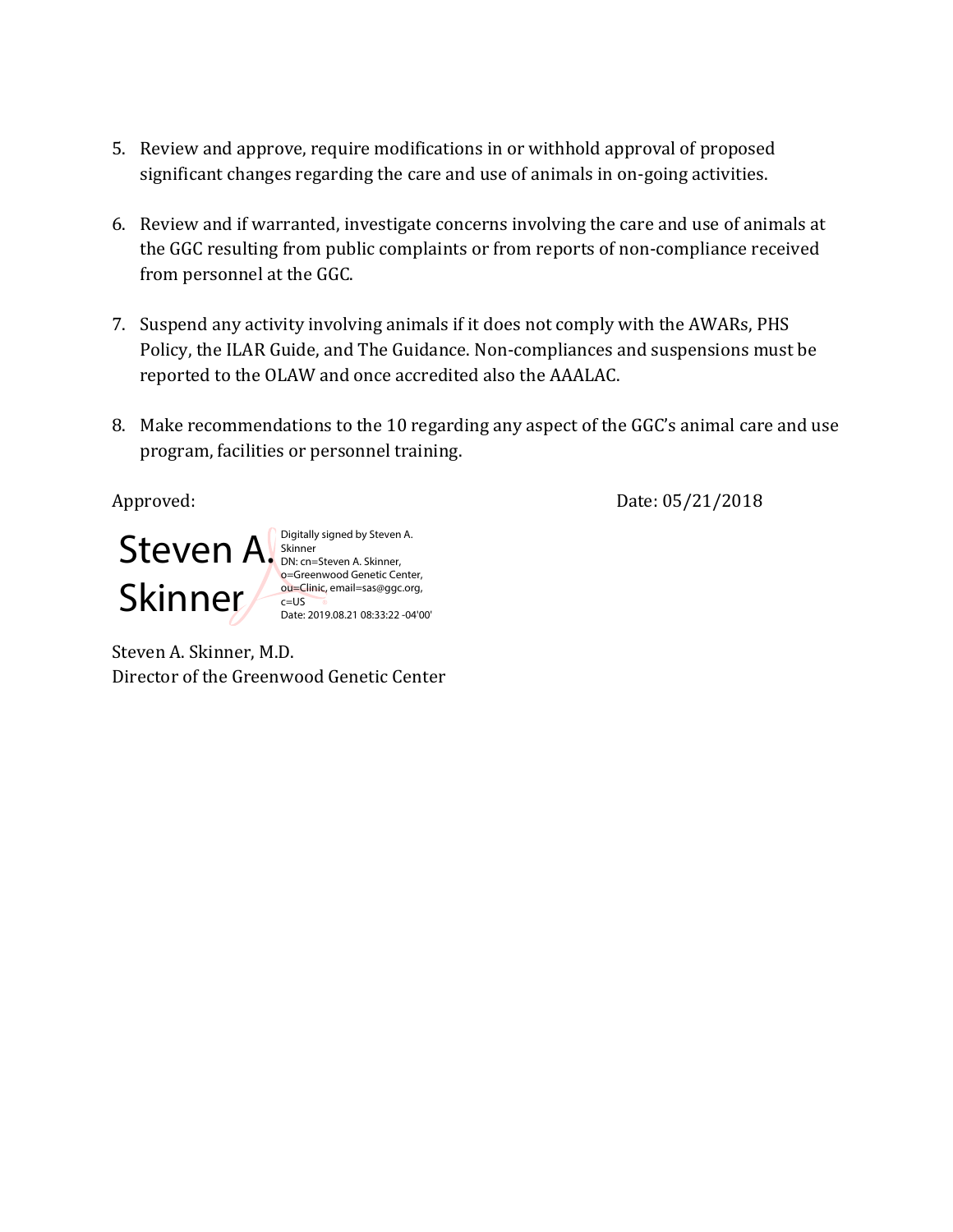5. Review and approve, require modifications in or withhold approval of proposed significant changes regarding the care and use of animals in on-going activities.

6. Review and if warranted, investigate concerns involving the care and use of animals at the GGC resulting from public complaints or from reports of non-compliance received from personnel at the GGC.

7. Suspend any activity involving animals if it does not comply with the AWARs, PHS Policy, the ILAR Guide, and The Guidance. Non-compliances and suspensions must be reported to the OLAW and once accredited also the AAALAC.

8. Make recommendations to the 10 regarding any aspect of the GGC's animal care and use program, facilities or personnel training.

Approved: Date: 05/21/2018

Steven A. Skinner

Digitally signed by Steven A. Skinner
DN: cn=Steven A. Skinner, o=Greenwood Genetic Center, ou=Clinic, email=sas@ggc.org, c=US
Date: 2019.08.21 08:33:22 -04'00'

Steven A. Skinner, M.D.
Director of the Greenwood Genetic Center